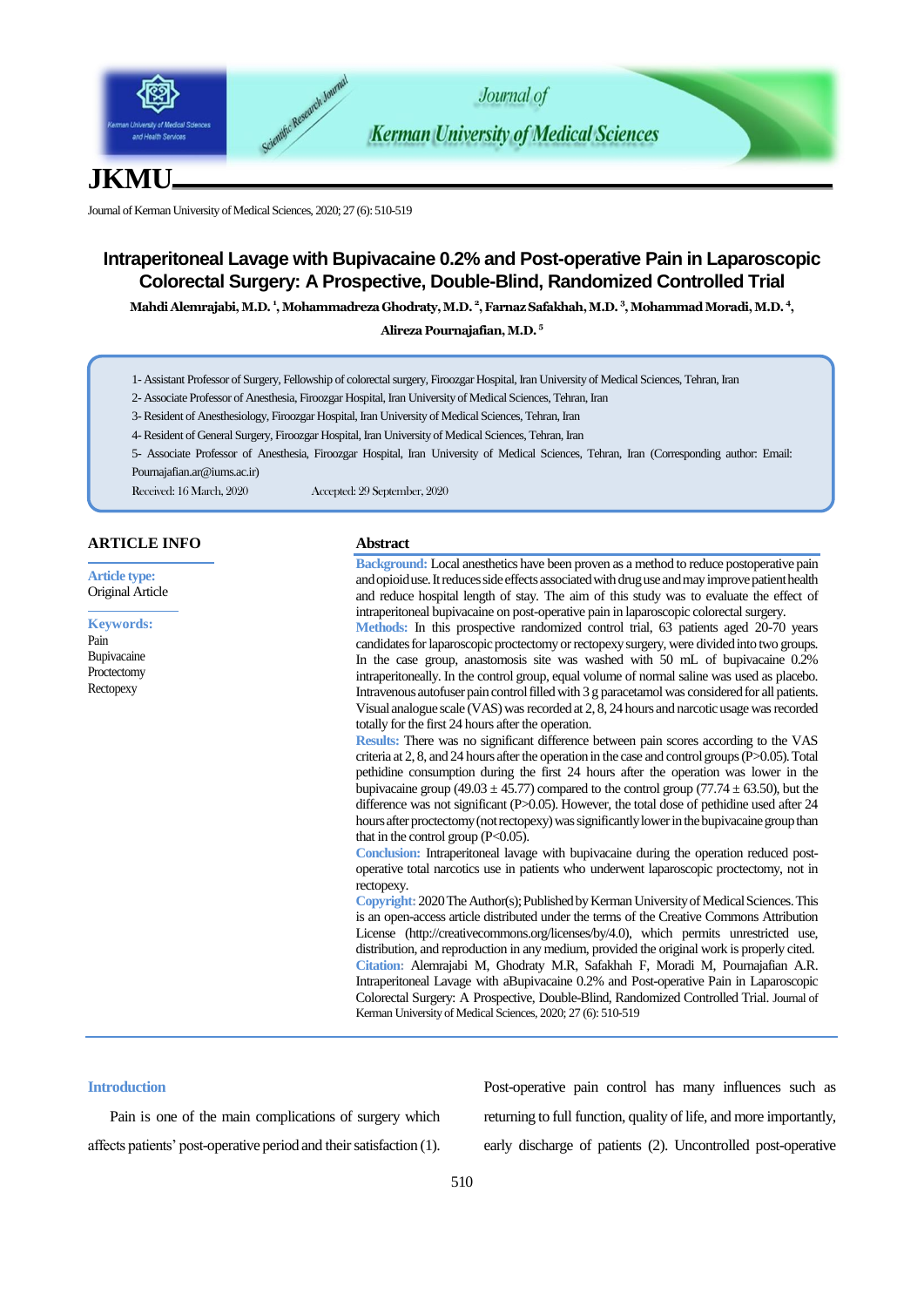# Intraperitoneal Lavage with Bupivacaine 0.2% and Post-operative Pain in Laparoscopic Colorectal Surgery: A Prospective, Double-Blind, Randomized Controlled Trial

**Mahdi Alemrajabi, M.D. [1], Mohammadreza Ghodraty, M.D. [2], Farnaz Safakhah, M.D. [3], Mohammad Moradi, M.D. [4], Alireza Pournajafian, M.D. [5]**

1- Assistant Professor of Surgery, Fellowship of colorectal surgery, Firoozgar Hospital, Iran University of Medical Sciences, Tehran, Iran

2- Associate Professor of Anesthesia, Firoozgar Hospital, Iran University of Medical Sciences, Tehran, Iran

3- Resident of Anesthesiology, Firoozgar Hospital, Iran University of Medical Sciences, Tehran, Iran

4- Resident of General Surgery, Firoozgar Hospital, Iran University of Medical Sciences, Tehran, Iran

5- Associate Professor of Anesthesia, Firoozgar Hospital, Iran University of Medical Sciences, Tehran, Iran (Corresponding author: Email: Pournajafian.ar@iums.ac.ir)

Received: 16 March, 2020 Accepted: 29 September, 2020

## ARTICLE INFO

**Article type:**
Original Article

**Keywords:**
Pain
Bupivacaine
Proctectomy
Rectopexy

## Abstract

**Background:** Local anesthetics have been proven as a method to reduce postoperative pain and opioid use. It reduces side effects associated with drug use and may improve patient health and reduce hospital length of stay. The aim of this study was to evaluate the effect of intraperitoneal bupivacaine on post-operative pain in laparoscopic colorectal surgery.

**Methods:** In this prospective randomized control trial, 63 patients aged 20-70 years candidates for laparoscopic proctectomy or rectopexy surgery, were divided into two groups. In the case group, anastomosis site was washed with 50 mL of bupivacaine 0.2% intraperitoneally. In the control group, equal volume of normal saline was used as placebo. Intravenous autofuser pain control filled with 3 g paracetamol was considered for all patients. Visual analogue scale (VAS) was recorded at 2, 8, 24 hours and narcotic usage was recorded totally for the first 24 hours after the operation.

**Results:** There was no significant difference between pain scores according to the VAS criteria at 2, 8, and 24 hours after the operation in the case and control groups ($P>0.05$). Total pethidine consumption during the first 24 hours after the operation was lower in the bupivacaine group ($49.03 \pm 45.77$) compared to the control group ($77.74 \pm 63.50$), but the difference was not significant ($P>0.05$). However, the total dose of pethidine used after 24 hours after proctectomy (not rectopexy) was significantly lower in the bupivacaine group than that in the control group ($P<0.05$).

**Conclusion:** Intraperitoneal lavage with bupivacaine during the operation reduced post-operative total narcotics use in patients who underwent laparoscopic proctectomy, not in rectopexy.

**Copyright:** 2020 The Author(s); Published by Kerman University of Medical Sciences. This is an open-access article distributed under the terms of the Creative Commons Attribution License (http://creativecommons.org/licenses/by/4.0), which permits unrestricted use, distribution, and reproduction in any medium, provided the original work is properly cited.

**Citation:** Alemrajabi M, Ghodraty M.R, Safakhah F, Moradi M, Pournajafian A.R. Intraperitoneal Lavage with aBupivacaine 0.2% and Post-operative Pain in Laparoscopic Colorectal Surgery: A Prospective, Double-Blind, Randomized Controlled Trial. Journal of Kerman University of Medical Sciences, 2020; 27 (6): 510-519

## Introduction

Pain is one of the main complications of surgery which affects patients' post-operative period and their satisfaction (1). Post-operative pain control has many influences such as returning to full function, quality of life, and more importantly, early discharge of patients (2). Uncontrolled post-operative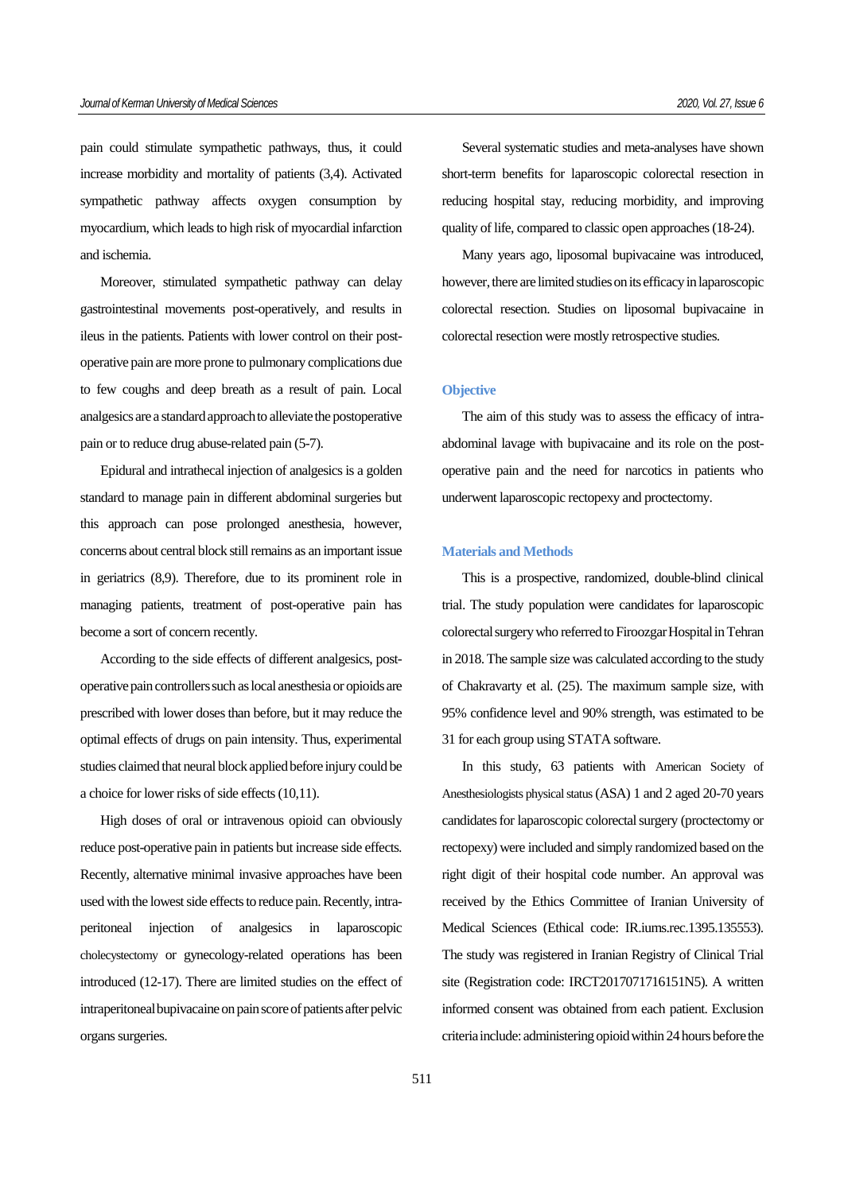pain could stimulate sympathetic pathways, thus, it could increase morbidity and mortality of patients (3,4). Activated sympathetic pathway affects oxygen consumption by myocardium, which leads to high risk of myocardial infarction and ischemia.

Moreover, stimulated sympathetic pathway can delay gastrointestinal movements post-operatively, and results in ileus in the patients. Patients with lower control on their post-operative pain are more prone to pulmonary complications due to few coughs and deep breath as a result of pain. Local analgesics are a standard approach to alleviate the postoperative pain or to reduce drug abuse-related pain (5-7).

Epidural and intrathecal injection of analgesics is a golden standard to manage pain in different abdominal surgeries but this approach can pose prolonged anesthesia, however, concerns about central block still remains as an important issue in geriatrics (8,9). Therefore, due to its prominent role in managing patients, treatment of post-operative pain has become a sort of concern recently.

According to the side effects of different analgesics, post-operative pain controllers such as local anesthesia or opioids are prescribed with lower doses than before, but it may reduce the optimal effects of drugs on pain intensity. Thus, experimental studies claimed that neural block applied before injury could be a choice for lower risks of side effects (10,11).

High doses of oral or intravenous opioid can obviously reduce post-operative pain in patients but increase side effects. Recently, alternative minimal invasive approaches have been used with the lowest side effects to reduce pain. Recently, intra-peritoneal injection of analgesics in laparoscopic cholecystectomy or gynecology-related operations has been introduced (12-17). There are limited studies on the effect of intraperitoneal bupivacaine on pain score of patients after pelvic organs surgeries.

Several systematic studies and meta-analyses have shown short-term benefits for laparoscopic colorectal resection in reducing hospital stay, reducing morbidity, and improving quality of life, compared to classic open approaches (18-24).

Many years ago, liposomal bupivacaine was introduced, however, there are limited studies on its efficacy in laparoscopic colorectal resection. Studies on liposomal bupivacaine in colorectal resection were mostly retrospective studies.

## Objective

The aim of this study was to assess the efficacy of intra-abdominal lavage with bupivacaine and its role on the post-operative pain and the need for narcotics in patients who underwent laparoscopic rectopexy and proctectomy.

## Materials and Methods

This is a prospective, randomized, double-blind clinical trial. The study population were candidates for laparoscopic colorectal surgery who referred to Firoozgar Hospital in Tehran in 2018. The sample size was calculated according to the study of Chakravarty et al. (25). The maximum sample size, with 95% confidence level and 90% strength, was estimated to be 31 for each group using STATA software.

In this study, 63 patients with American Society of Anesthesiologists physical status (ASA) 1 and 2 aged 20-70 years candidates for laparoscopic colorectal surgery (proctectomy or rectopexy) were included and simply randomized based on the right digit of their hospital code number. An approval was received by the Ethics Committee of Iranian University of Medical Sciences (Ethical code: IR.iums.rec.1395.135553). The study was registered in Iranian Registry of Clinical Trial site (Registration code: IRCT2017071716151N5). A written informed consent was obtained from each patient. Exclusion criteria include: administering opioid within 24 hours before the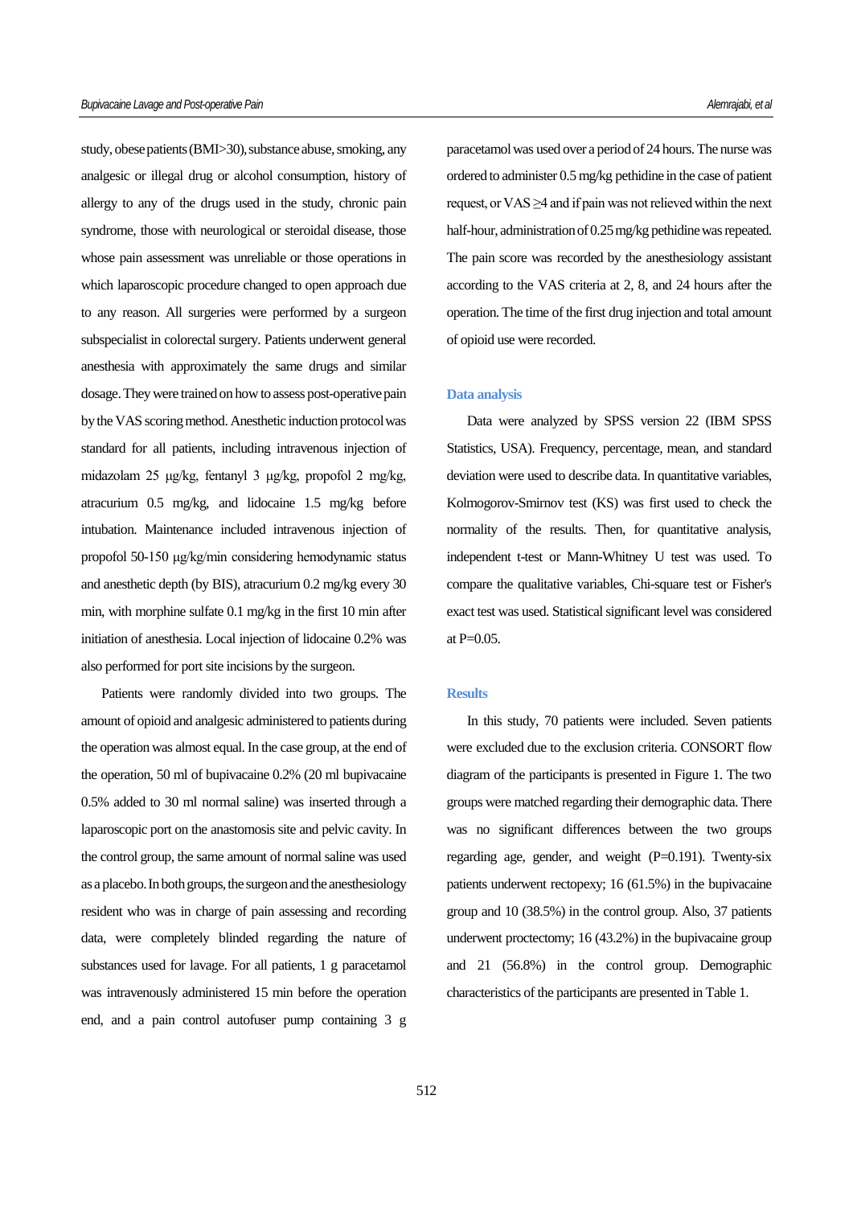study, obese patients (BMI>30), substance abuse, smoking, any analgesic or illegal drug or alcohol consumption, history of allergy to any of the drugs used in the study, chronic pain syndrome, those with neurological or steroidal disease, those whose pain assessment was unreliable or those operations in which laparoscopic procedure changed to open approach due to any reason. All surgeries were performed by a surgeon subspecialist in colorectal surgery. Patients underwent general anesthesia with approximately the same drugs and similar dosage. They were trained on how to assess post-operative pain by the VAS scoring method. Anesthetic induction protocol was standard for all patients, including intravenous injection of midazolam 25 μg/kg, fentanyl 3 μg/kg, propofol 2 mg/kg, atracurium 0.5 mg/kg, and lidocaine 1.5 mg/kg before intubation. Maintenance included intravenous injection of propofol 50-150 μg/kg/min considering hemodynamic status and anesthetic depth (by BIS), atracurium 0.2 mg/kg every 30 min, with morphine sulfate 0.1 mg/kg in the first 10 min after initiation of anesthesia. Local injection of lidocaine 0.2% was also performed for port site incisions by the surgeon.

Patients were randomly divided into two groups. The amount of opioid and analgesic administered to patients during the operation was almost equal. In the case group, at the end of the operation, 50 ml of bupivacaine 0.2% (20 ml bupivacaine 0.5% added to 30 ml normal saline) was inserted through a laparoscopic port on the anastomosis site and pelvic cavity. In the control group, the same amount of normal saline was used as a placebo. In both groups, the surgeon and the anesthesiology resident who was in charge of pain assessing and recording data, were completely blinded regarding the nature of substances used for lavage. For all patients, 1 g paracetamol was intravenously administered 15 min before the operation end, and a pain control autofuser pump containing 3 g paracetamol was used over a period of 24 hours. The nurse was ordered to administer 0.5 mg/kg pethidine in the case of patient request, or VAS ≥4 and if pain was not relieved within the next half-hour, administration of 0.25 mg/kg pethidine was repeated. The pain score was recorded by the anesthesiology assistant according to the VAS criteria at 2, 8, and 24 hours after the operation. The time of the first drug injection and total amount of opioid use were recorded.

## Data analysis

Data were analyzed by SPSS version 22 (IBM SPSS Statistics, USA). Frequency, percentage, mean, and standard deviation were used to describe data. In quantitative variables, Kolmogorov-Smirnov test (KS) was first used to check the normality of the results. Then, for quantitative analysis, independent t-test or Mann-Whitney U test was used. To compare the qualitative variables, Chi-square test or Fisher's exact test was used. Statistical significant level was considered at P=0.05.

## Results

In this study, 70 patients were included. Seven patients were excluded due to the exclusion criteria. CONSORT flow diagram of the participants is presented in Figure 1. The two groups were matched regarding their demographic data. There was no significant differences between the two groups regarding age, gender, and weight (P=0.191). Twenty-six patients underwent rectopexy; 16 (61.5%) in the bupivacaine group and 10 (38.5%) in the control group. Also, 37 patients underwent proctectomy; 16 (43.2%) in the bupivacaine group and 21 (56.8%) in the control group. Demographic characteristics of the participants are presented in Table 1.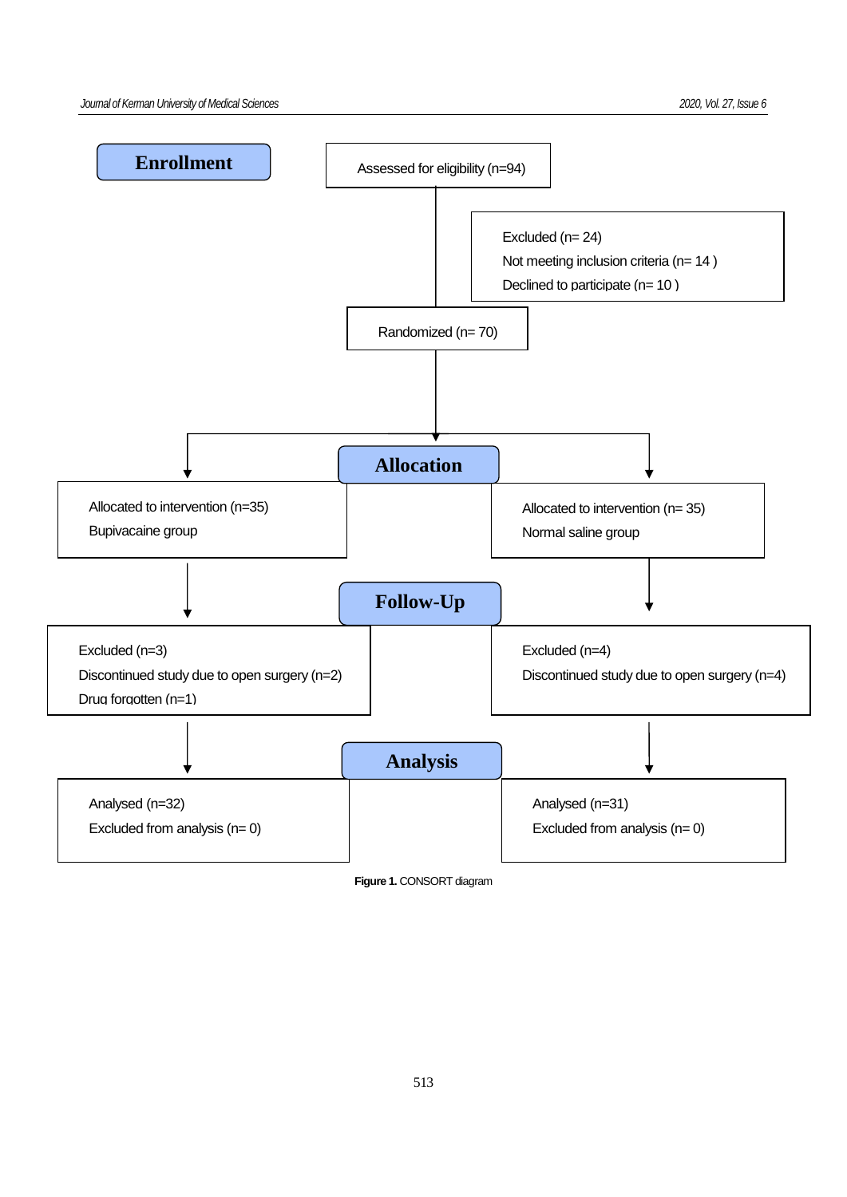**Enrollment**

Assessed for eligibility (n=94)

Excluded (n= 24)
Not meeting inclusion criteria (n= 14 )
Declined to participate (n= 10 )

Randomized (n= 70)

**Allocation**

Allocated to intervention (n=35)
Bupivacaine group

Allocated to intervention (n= 35)
Normal saline group

**Follow-Up**

Excluded (n=3)
Discontinued study due to open surgery (n=2)
Drug forgotten (n=1)

Excluded (n=4)
Discontinued study due to open surgery (n=4)

**Analysis**

Analysed (n=32)
Excluded from analysis (n= 0)

Analysed (n=31)
Excluded from analysis (n= 0)

**Figure 1.** CONSORT diagram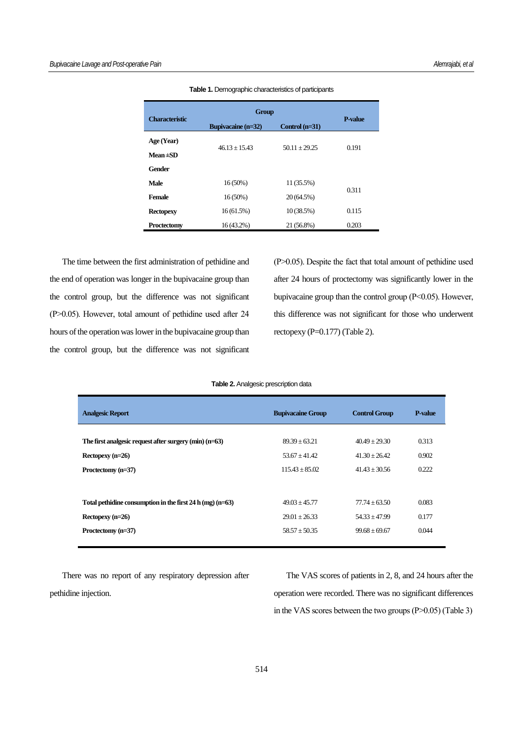**Table 1.** Demographic characteristics of participants

| Characteristic | Group | | P-value |
|---|---|---|---|
| | Bupivacaine (n=32) | Control (n=31) | |
| **Age (Year) Mean ±SD** | 46.13 ± 15.43 | 50.11 ± 29.25 | 0.191 |
| **Gender** | | | |
| **Male** | 16 (50%) | 11 (35.5%) | 0.311 |
| **Female** | 16 (50%) | 20 (64.5%) | |
| **Rectopexy** | 16 (61.5%) | 10 (38.5%) | 0.115 |
| **Proctectomy** | 16 (43.2%) | 21 (56.8%) | 0.203 |

The time between the first administration of pethidine and the end of operation was longer in the bupivacaine group than the control group, but the difference was not significant (P>0.05). However, total amount of pethidine used after 24 hours of the operation was lower in the bupivacaine group than the control group, but the difference was not significant (P>0.05). Despite the fact that total amount of pethidine used after 24 hours of proctectomy was significantly lower in the bupivacaine group than the control group (P<0.05). However, this difference was not significant for those who underwent rectopexy (P=0.177) (Table 2).

**Table 2.** Analgesic prescription data

| Analgesic Report | Bupivacaine Group | Control Group | P-value |
|---|---|---|---|
| **The first analgesic request after surgery (min) (n=63)** | 89.39 ± 63.21 | 40.49 ± 29.30 | 0.313 |
| **Rectopexy (n=26)** | 53.67 ± 41.42 | 41.30 ± 26.42 | 0.902 |
| **Proctectomy (n=37)** | 115.43 ± 85.02 | 41.43 ± 30.56 | 0.222 |
| **Total pethidine consumption in the first 24 h (mg) (n=63)** | 49.03 ± 45.77 | 77.74 ± 63.50 | 0.083 |
| **Rectopexy (n=26)** | 29.01 ± 26.33 | 54.33 ± 47.99 | 0.177 |
| **Proctectomy (n=37)** | 58.57 ± 50.35 | 99.68 ± 69.67 | 0.044 |

There was no report of any respiratory depression after pethidine injection.

The VAS scores of patients in 2, 8, and 24 hours after the operation were recorded. There was no significant differences in the VAS scores between the two groups (P>0.05) (Table 3)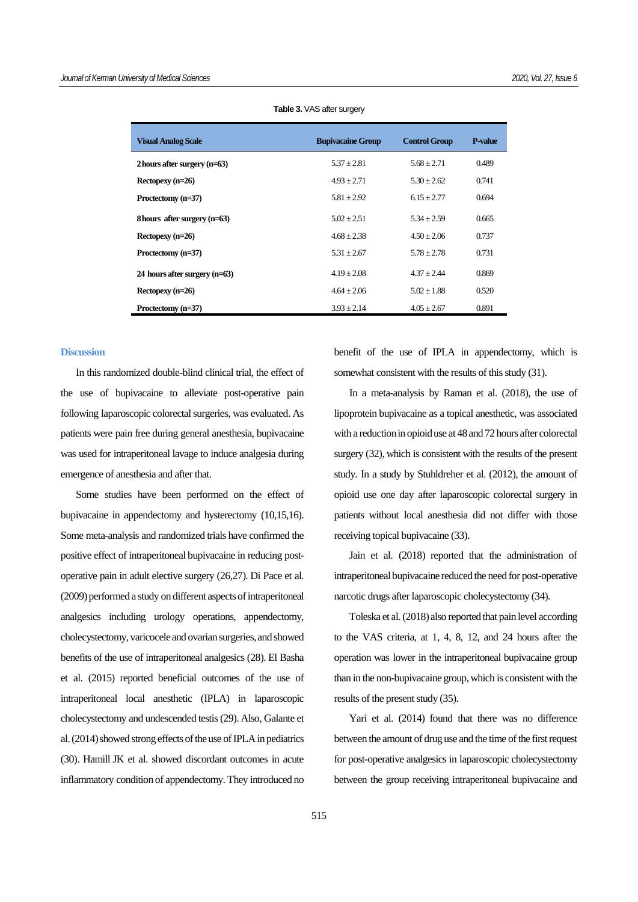**Table 3.** VAS after surgery

| Visual Analog Scale | Bupivacaine Group | Control Group | P-value |
|---|---|---|---|
| **2 hours after surgery (n=63)** | 5.37 ± 2.81 | 5.68 ± 2.71 | 0.489 |
| **Rectopexy (n=26)** | 4.93 ± 2.71 | 5.30 ± 2.62 | 0.741 |
| **Proctectomy (n=37)** | 5.81 ± 2.92 | 6.15 ± 2.77 | 0.694 |
| **8 hours after surgery (n=63)** | 5.02 ± 2.51 | 5.34 ± 2.59 | 0.665 |
| **Rectopexy (n=26)** | 4.68 ± 2.38 | 4.50 ± 2.06 | 0.737 |
| **Proctectomy (n=37)** | 5.31 ± 2.67 | 5.78 ± 2.78 | 0.731 |
| **24 hours after surgery (n=63)** | 4.19 ± 2.08 | 4.37 ± 2.44 | 0.869 |
| **Rectopexy (n=26)** | 4.64 ± 2.06 | 5.02 ± 1.88 | 0.520 |
| **Proctectomy (n=37)** | 3.93 ± 2.14 | 4.05 ± 2.67 | 0.891 |

## Discussion

In this randomized double-blind clinical trial, the effect of the use of bupivacaine to alleviate post-operative pain following laparoscopic colorectal surgeries, was evaluated. As patients were pain free during general anesthesia, bupivacaine was used for intraperitoneal lavage to induce analgesia during emergence of anesthesia and after that.

Some studies have been performed on the effect of bupivacaine in appendectomy and hysterectomy (10,15,16). Some meta-analysis and randomized trials have confirmed the positive effect of intraperitoneal bupivacaine in reducing post-operative pain in adult elective surgery (26,27). Di Pace et al. (2009) performed a study on different aspects of intraperitoneal analgesics including urology operations, appendectomy, cholecystectomy, varicocele and ovarian surgeries, and showed benefits of the use of intraperitoneal analgesics (28). El Basha et al. (2015) reported beneficial outcomes of the use of intraperitoneal local anesthetic (IPLA) in laparoscopic cholecystectomy and undescended testis (29). Also, Galante et al. (2014) showed strong effects of the use of IPLA in pediatrics (30). Hamill JK et al. showed discordant outcomes in acute inflammatory condition of appendectomy. They introduced no benefit of the use of IPLA in appendectomy, which is somewhat consistent with the results of this study (31).

In a meta-analysis by Raman et al. (2018), the use of lipoprotein bupivacaine as a topical anesthetic, was associated with a reduction in opioid use at 48 and 72 hours after colorectal surgery (32), which is consistent with the results of the present study. In a study by Stuhldreher et al. (2012), the amount of opioid use one day after laparoscopic colorectal surgery in patients without local anesthesia did not differ with those receiving topical bupivacaine (33).

Jain et al. (2018) reported that the administration of intraperitoneal bupivacaine reduced the need for post-operative narcotic drugs after laparoscopic cholecystectomy (34).

Toleska et al. (2018) also reported that pain level according to the VAS criteria, at 1, 4, 8, 12, and 24 hours after the operation was lower in the intraperitoneal bupivacaine group than in the non-bupivacaine group, which is consistent with the results of the present study (35).

Yari et al. (2014) found that there was no difference between the amount of drug use and the time of the first request for post-operative analgesics in laparoscopic cholecystectomy between the group receiving intraperitoneal bupivacaine and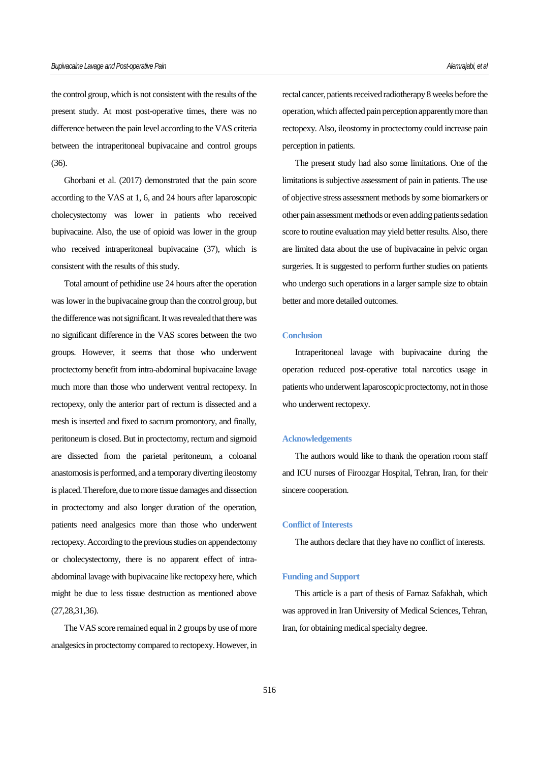the control group, which is not consistent with the results of the present study. At most post-operative times, there was no difference between the pain level according to the VAS criteria between the intraperitoneal bupivacaine and control groups (36).

Ghorbani et al. (2017) demonstrated that the pain score according to the VAS at 1, 6, and 24 hours after laparoscopic cholecystectomy was lower in patients who received bupivacaine. Also, the use of opioid was lower in the group who received intraperitoneal bupivacaine (37), which is consistent with the results of this study.

Total amount of pethidine use 24 hours after the operation was lower in the bupivacaine group than the control group, but the difference was not significant. It was revealed that there was no significant difference in the VAS scores between the two groups. However, it seems that those who underwent proctectomy benefit from intra-abdominal bupivacaine lavage much more than those who underwent ventral rectopexy. In rectopexy, only the anterior part of rectum is dissected and a mesh is inserted and fixed to sacrum promontory, and finally, peritoneum is closed. But in proctectomy, rectum and sigmoid are dissected from the parietal peritoneum, a coloanal anastomosis is performed, and a temporary diverting ileostomy is placed. Therefore, due to more tissue damages and dissection in proctectomy and also longer duration of the operation, patients need analgesics more than those who underwent rectopexy. According to the previous studies on appendectomy or cholecystectomy, there is no apparent effect of intra-abdominal lavage with bupivacaine like rectopexy here, which might be due to less tissue destruction as mentioned above (27,28,31,36).

The VAS score remained equal in 2 groups by use of more analgesics in proctectomy compared to rectopexy. However, in rectal cancer, patients received radiotherapy 8 weeks before the operation, which affected pain perception apparently more than rectopexy. Also, ileostomy in proctectomy could increase pain perception in patients.

The present study had also some limitations. One of the limitations is subjective assessment of pain in patients. The use of objective stress assessment methods by some biomarkers or other pain assessment methods or even adding patients sedation score to routine evaluation may yield better results. Also, there are limited data about the use of bupivacaine in pelvic organ surgeries. It is suggested to perform further studies on patients who undergo such operations in a larger sample size to obtain better and more detailed outcomes.

## Conclusion

Intraperitoneal lavage with bupivacaine during the operation reduced post-operative total narcotics usage in patients who underwent laparoscopic proctectomy, not in those who underwent rectopexy.

## Acknowledgements

The authors would like to thank the operation room staff and ICU nurses of Firoozgar Hospital, Tehran, Iran, for their sincere cooperation.

## Conflict of Interests

The authors declare that they have no conflict of interests.

## Funding and Support

This article is a part of thesis of Farnaz Safakhah, which was approved in Iran University of Medical Sciences, Tehran, Iran, for obtaining medical specialty degree.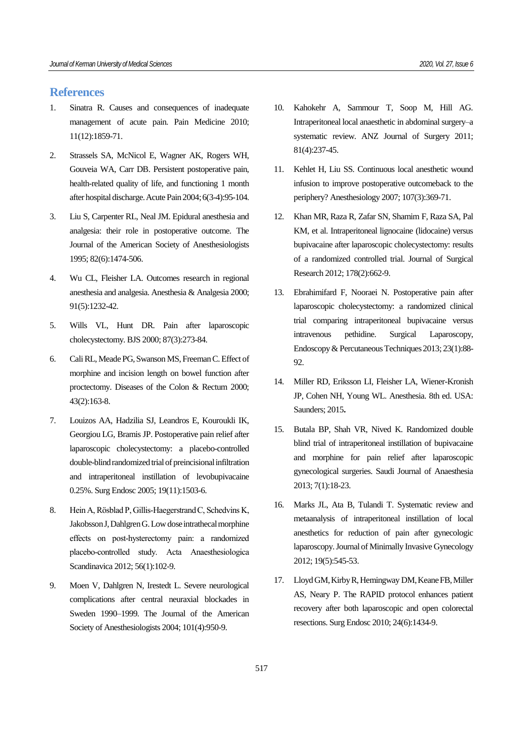## References

1. Sinatra R. Causes and consequences of inadequate management of acute pain. Pain Medicine 2010; 11(12):1859-71.
2. Strassels SA, McNicol E, Wagner AK, Rogers WH, Gouveia WA, Carr DB. Persistent postoperative pain, health-related quality of life, and functioning 1 month after hospital discharge. Acute Pain 2004; 6(3-4):95-104.
3. Liu S, Carpenter RL, Neal JM. Epidural anesthesia and analgesia: their role in postoperative outcome. The Journal of the American Society of Anesthesiologists 1995; 82(6):1474-506.
4. Wu CL, Fleisher LA. Outcomes research in regional anesthesia and analgesia. Anesthesia & Analgesia 2000; 91(5):1232-42.
5. Wills VL, Hunt DR. Pain after laparoscopic cholecystectomy. BJS 2000; 87(3):273-84.
6. Cali RL, Meade PG, Swanson MS, Freeman C. Effect of morphine and incision length on bowel function after proctectomy. Diseases of the Colon & Rectum 2000; 43(2):163-8.
7. Louizos AA, Hadzilia SJ, Leandros E, Kouroukli IK, Georgiou LG, Bramis JP. Postoperative pain relief after laparoscopic cholecystectomy: a placebo-controlled double-blind randomized trial of preincisional infiltration and intraperitoneal instillation of levobupivacaine 0.25%. Surg Endosc 2005; 19(11):1503-6.
8. Hein A, Rösblad P, Gillis-Haegerstrand C, Schedvins K, Jakobsson J, Dahlgren G. Low dose intrathecal morphine effects on post-hysterectomy pain: a randomized placebo-controlled study. Acta Anaesthesiologica Scandinavica 2012; 56(1):102-9.
9. Moen V, Dahlgren N, Irestedt L. Severe neurological complications after central neuraxial blockades in Sweden 1990–1999. The Journal of the American Society of Anesthesiologists 2004; 101(4):950-9.
10. Kahokehr A, Sammour T, Soop M, Hill AG. Intraperitoneal local anaesthetic in abdominal surgery–a systematic review. ANZ Journal of Surgery 2011; 81(4):237-45.
11. Kehlet H, Liu SS. Continuous local anesthetic wound infusion to improve postoperative outcomeback to the periphery? Anesthesiology 2007; 107(3):369-71.
12. Khan MR, Raza R, Zafar SN, Shamim F, Raza SA, Pal KM, et al. Intraperitoneal lignocaine (lidocaine) versus bupivacaine after laparoscopic cholecystectomy: results of a randomized controlled trial. Journal of Surgical Research 2012; 178(2):662-9.
13. Ebrahimifard F, Nooraei N. Postoperative pain after laparoscopic cholecystectomy: a randomized clinical trial comparing intraperitoneal bupivacaine versus intravenous pethidine. Surgical Laparoscopy, Endoscopy & Percutaneous Techniques 2013; 23(1):88-92.
14. Miller RD, Eriksson LI, Fleisher LA, Wiener-Kronish JP, Cohen NH, Young WL. Anesthesia. 8th ed. USA: Saunders; 2015.
15. Butala BP, Shah VR, Nived K. Randomized double blind trial of intraperitoneal instillation of bupivacaine and morphine for pain relief after laparoscopic gynecological surgeries. Saudi Journal of Anaesthesia 2013; 7(1):18-23.
16. Marks JL, Ata B, Tulandi T. Systematic review and metaanalysis of intraperitoneal instillation of local anesthetics for reduction of pain after gynecologic laparoscopy. Journal of Minimally Invasive Gynecology 2012; 19(5):545-53.
17. Lloyd GM, Kirby R, Hemingway DM, Keane FB, Miller AS, Neary P. The RAPID protocol enhances patient recovery after both laparoscopic and open colorectal resections. Surg Endosc 2010; 24(6):1434-9.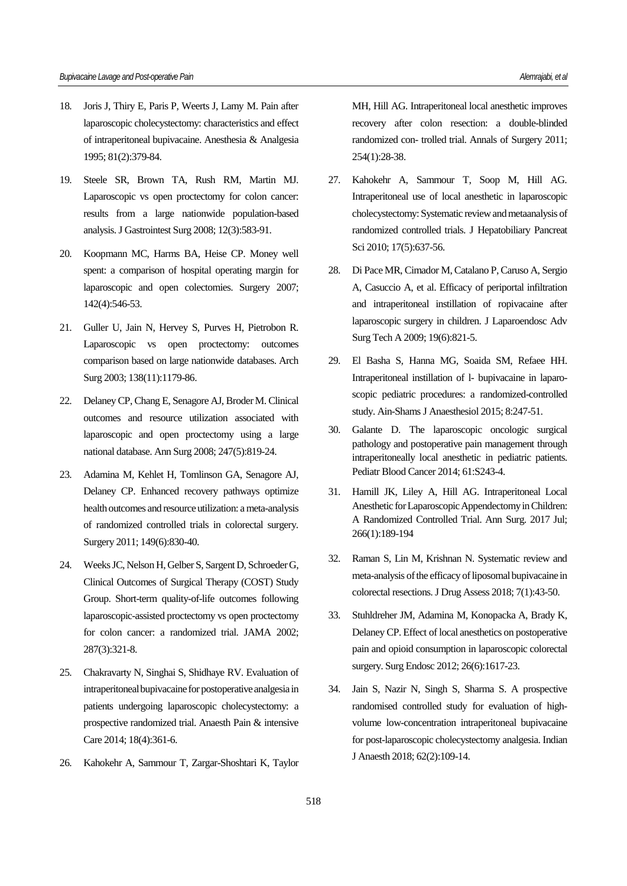18. Joris J, Thiry E, Paris P, Weerts J, Lamy M. Pain after laparoscopic cholecystectomy: characteristics and effect of intraperitoneal bupivacaine. Anesthesia & Analgesia 1995; 81(2):379-84.

19. Steele SR, Brown TA, Rush RM, Martin MJ. Laparoscopic vs open proctectomy for colon cancer: results from a large nationwide population-based analysis. J Gastrointest Surg 2008; 12(3):583-91.

20. Koopmann MC, Harms BA, Heise CP. Money well spent: a comparison of hospital operating margin for laparoscopic and open colectomies. Surgery 2007; 142(4):546-53.

21. Guller U, Jain N, Hervey S, Purves H, Pietrobon R. Laparoscopic vs open proctectomy: outcomes comparison based on large nationwide databases. Arch Surg 2003; 138(11):1179-86.

22. Delaney CP, Chang E, Senagore AJ, Broder M. Clinical outcomes and resource utilization associated with laparoscopic and open proctectomy using a large national database. Ann Surg 2008; 247(5):819-24.

23. Adamina M, Kehlet H, Tomlinson GA, Senagore AJ, Delaney CP. Enhanced recovery pathways optimize health outcomes and resource utilization: a meta-analysis of randomized controlled trials in colorectal surgery. Surgery 2011; 149(6):830-40.

24. Weeks JC, Nelson H, Gelber S, Sargent D, Schroeder G, Clinical Outcomes of Surgical Therapy (COST) Study Group. Short-term quality-of-life outcomes following laparoscopic-assisted proctectomy vs open proctectomy for colon cancer: a randomized trial. JAMA 2002; 287(3):321-8.

25. Chakravarty N, Singhai S, Shidhaye RV. Evaluation of intraperitoneal bupivacaine for postoperative analgesia in patients undergoing laparoscopic cholecystectomy: a prospective randomized trial. Anaesth Pain & intensive Care 2014; 18(4):361-6.

26. Kahokehr A, Sammour T, Zargar-Shoshtari K, Taylor MH, Hill AG. Intraperitoneal local anesthetic improves recovery after colon resection: a double-blinded randomized con- trolled trial. Annals of Surgery 2011; 254(1):28-38.

27. Kahokehr A, Sammour T, Soop M, Hill AG. Intraperitoneal use of local anesthetic in laparoscopic cholecystectomy: Systematic review and metaanalysis of randomized controlled trials. J Hepatobiliary Pancreat Sci 2010; 17(5):637-56.

28. Di Pace MR, Cimador M, Catalano P, Caruso A, Sergio A, Casuccio A, et al. Efficacy of periportal infiltration and intraperitoneal instillation of ropivacaine after laparoscopic surgery in children. J Laparoendosc Adv Surg Tech A 2009; 19(6):821-5.

29. El Basha S, Hanna MG, Soaida SM, Refaee HH. Intraperitoneal instillation of l- bupivacaine in laparo-scopic pediatric procedures: a randomized-controlled study. Ain-Shams J Anaesthesiol 2015; 8:247-51.

30. Galante D. The laparoscopic oncologic surgical pathology and postoperative pain management through intraperitoneally local anesthetic in pediatric patients. Pediatr Blood Cancer 2014; 61:S243-4.

31. Hamill JK, Liley A, Hill AG. Intraperitoneal Local Anesthetic for Laparoscopic Appendectomy in Children: A Randomized Controlled Trial. Ann Surg. 2017 Jul; 266(1):189-194

32. Raman S, Lin M, Krishnan N. Systematic review and meta-analysis of the efficacy of liposomal bupivacaine in colorectal resections. J Drug Assess 2018; 7(1):43-50.

33. Stuhldreher JM, Adamina M, Konopacka A, Brady K, Delaney CP. Effect of local anesthetics on postoperative pain and opioid consumption in laparoscopic colorectal surgery. Surg Endosc 2012; 26(6):1617-23.

34. Jain S, Nazir N, Singh S, Sharma S. A prospective randomised controlled study for evaluation of high-volume low-concentration intraperitoneal bupivacaine for post-laparoscopic cholecystectomy analgesia. Indian J Anaesth 2018; 62(2):109-14.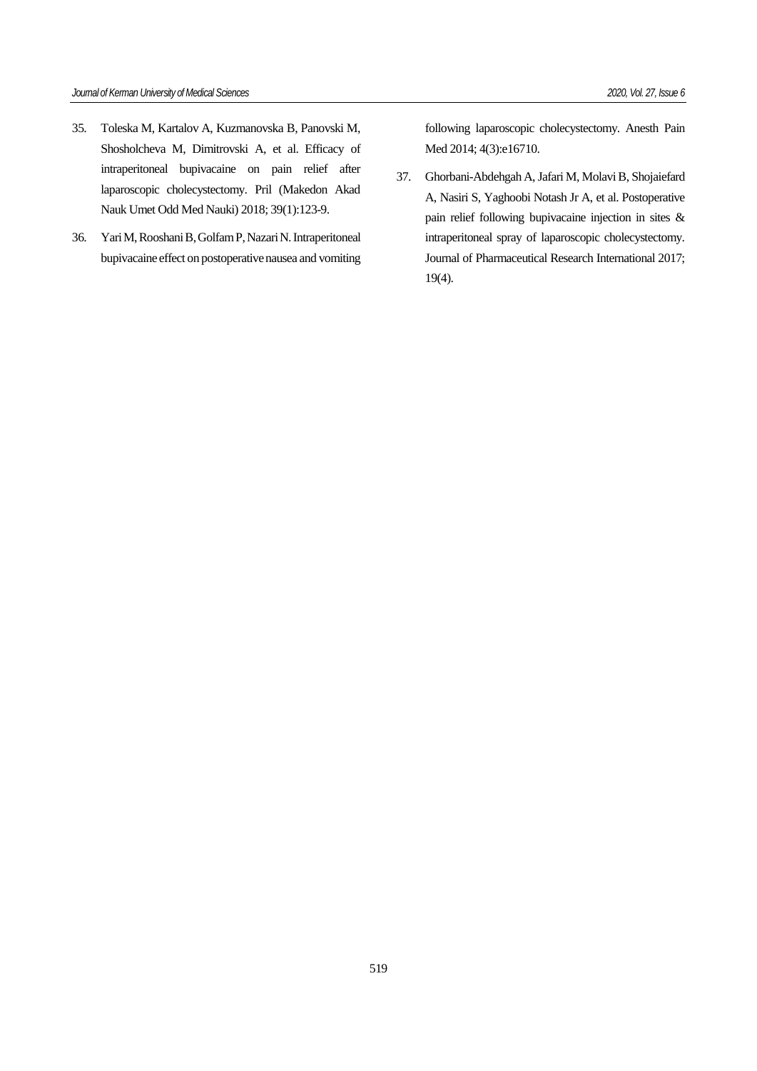35. Toleska M, Kartalov A, Kuzmanovska B, Panovski M, Shosholcheva M, Dimitrovski A, et al. Efficacy of intraperitoneal bupivacaine on pain relief after laparoscopic cholecystectomy. Pril (Makedon Akad Nauk Umet Odd Med Nauki) 2018; 39(1):123-9.
36. Yari M, Rooshani B, Golfam P, Nazari N. Intraperitoneal bupivacaine effect on postoperative nausea and vomiting following laparoscopic cholecystectomy. Anesth Pain Med 2014; 4(3):e16710.
37. Ghorbani-Abdehgah A, Jafari M, Molavi B, Shojaiefard A, Nasiri S, Yaghoobi Notash Jr A, et al. Postoperative pain relief following bupivacaine injection in sites & intraperitoneal spray of laparoscopic cholecystectomy. Journal of Pharmaceutical Research International 2017; 19(4).